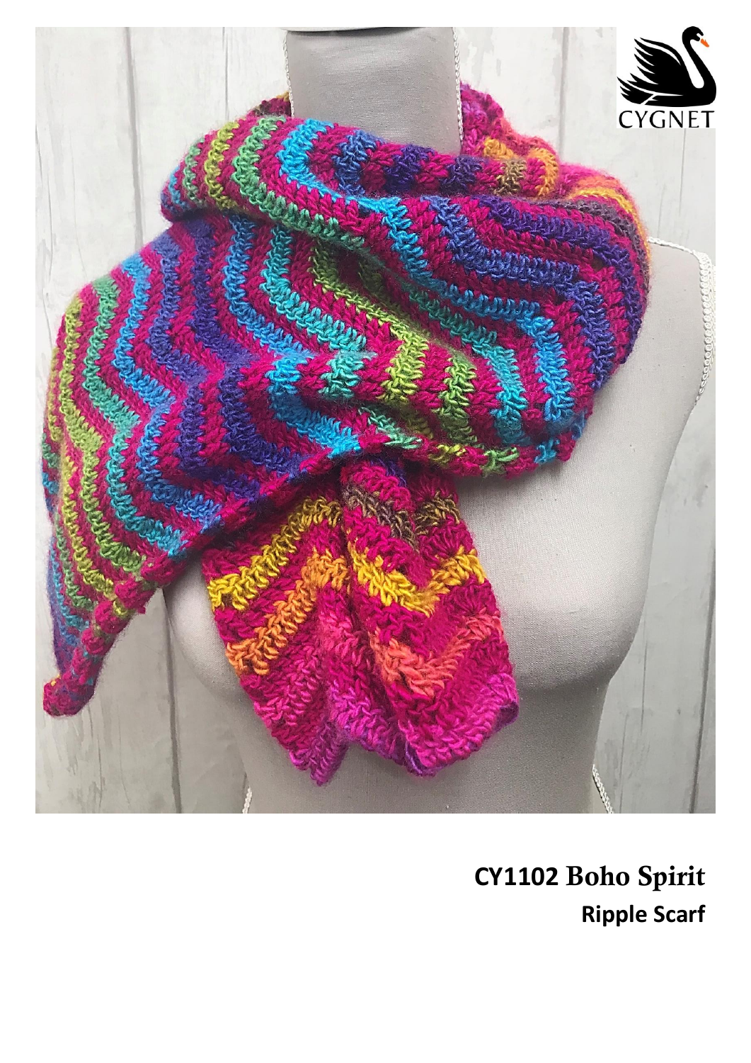**CY1102 Boho Spirit**

**Ripple Scarf**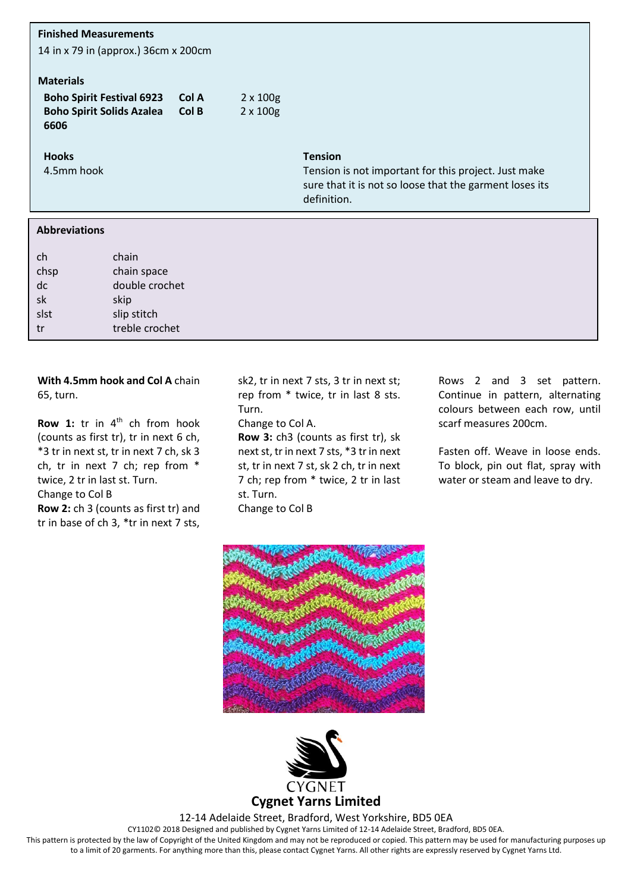**Finished Measurements**

14 in x 79 in (approx.) 36cm x 200cm

**Materials**

| | | |
|---|---|---|
| **Boho Spirit Festival 6923** | **Col A** | 2 x 100g |
| **Boho Spirit Solids Azalea 6606** | **Col B** | 2 x 100g |

**Hooks**

4.5mm hook

**Tension**

Tension is not important for this project. Just make sure that it is not so loose that the garment loses its definition.

**Abbreviations**

| | |
|---|---|
| ch | chain |
| chsp | chain space |
| dc | double crochet |
| sk | skip |
| slst | slip stitch |
| tr | treble crochet |

**With 4.5mm hook and Col A** chain 65, turn.

**Row 1:** tr in 4th ch from hook (counts as first tr), tr in next 6 ch, *3 tr in next st, tr in next 7 ch, sk 3 ch, tr in next 7 ch; rep from * twice, 2 tr in last st. Turn.

Change to Col B

**Row 2:** ch 3 (counts as first tr) and tr in base of ch 3, *tr in next 7 sts, sk2, tr in next 7 sts, 3 tr in next st; rep from * twice, tr in last 8 sts. Turn.

Change to Col A.

**Row 3:** ch3 (counts as first tr), sk next st, tr in next 7 sts, *3 tr in next st, tr in next 7 st, sk 2 ch, tr in next 7 ch; rep from * twice, 2 tr in last st. Turn.

Change to Col B

Rows 2 and 3 set pattern. Continue in pattern, alternating colours between each row, until scarf measures 200cm.

Fasten off. Weave in loose ends. To block, pin out flat, spray with water or steam and leave to dry.

**Cygnet Yarns Limited**

12-14 Adelaide Street, Bradford, West Yorkshire, BD5 0EA

CY1102© 2018 Designed and published by Cygnet Yarns Limited of 12-14 Adelaide Street, Bradford, BD5 0EA.

This pattern is protected by the law of Copyright of the United Kingdom and may not be reproduced or copied. This pattern may be used for manufacturing purposes up to a limit of 20 garments. For anything more than this, please contact Cygnet Yarns. All other rights are expressly reserved by Cygnet Yarns Ltd.